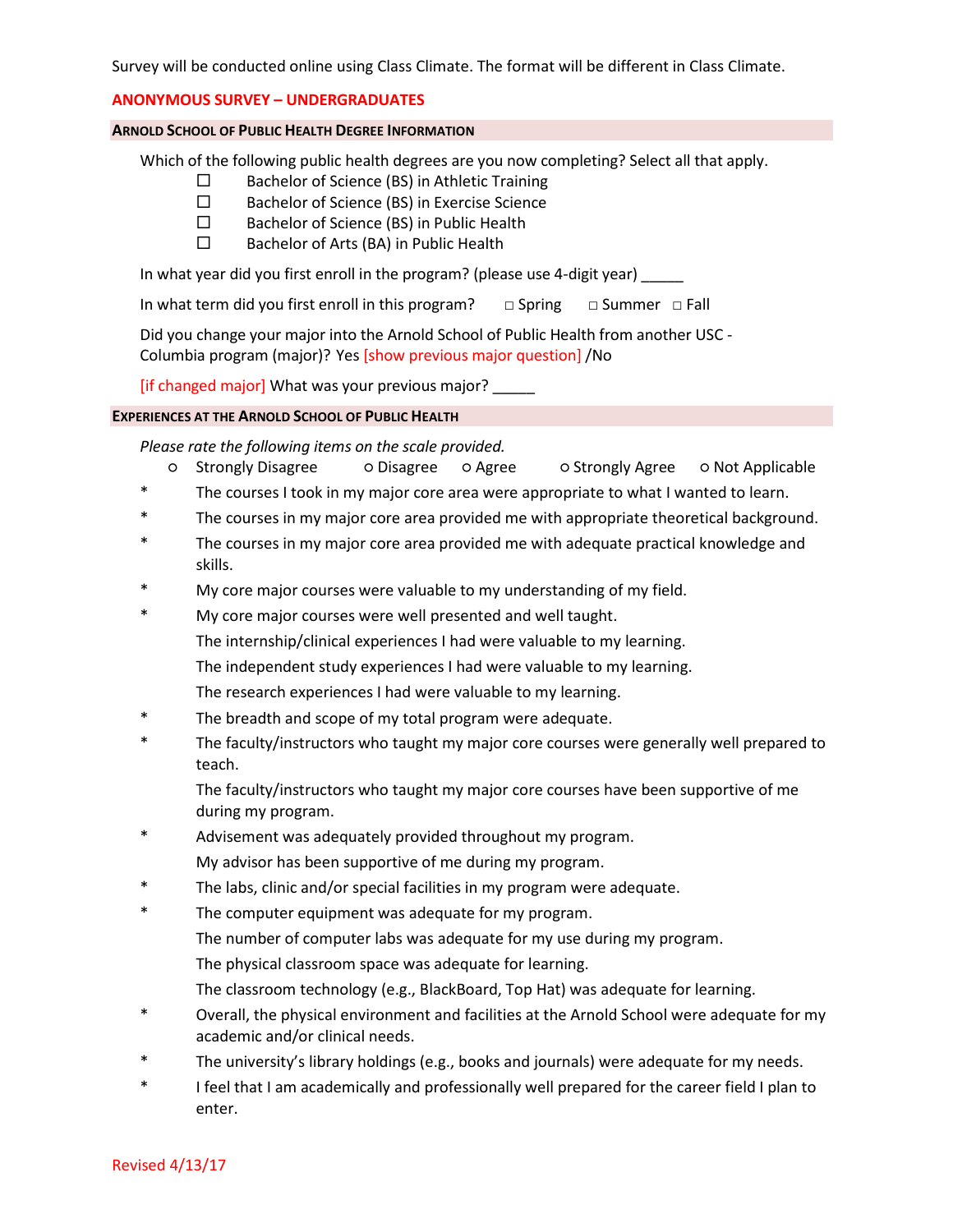Survey will be conducted online using Class Climate. The format will be different in Class Climate.

**ANONYMOUS SURVEY – UNDERGRADUATES**

### ARNOLD SCHOOL OF PUBLIC HEALTH DEGREE INFORMATION

Which of the following public health degrees are you now completing? Select all that apply.

- ☐ Bachelor of Science (BS) in Athletic Training
- ☐ Bachelor of Science (BS) in Exercise Science
- ☐ Bachelor of Science (BS) in Public Health
- ☐ Bachelor of Arts (BA) in Public Health

In what year did you first enroll in the program? (please use 4-digit year) _____

In what term did you first enroll in this program? □ Spring □ Summer □ Fall

Did you change your major into the Arnold School of Public Health from another USC - Columbia program (major)? Yes [show previous major question] /No

[if changed major] What was your previous major? _____

### EXPERIENCES AT THE ARNOLD SCHOOL OF PUBLIC HEALTH

*Please rate the following items on the scale provided.*

○ Strongly Disagree ○ Disagree ○ Agree ○ Strongly Agree ○ Not Applicable

- \* The courses I took in my major core area were appropriate to what I wanted to learn.
- \* The courses in my major core area provided me with appropriate theoretical background.
- \* The courses in my major core area provided me with adequate practical knowledge and skills.
- \* My core major courses were valuable to my understanding of my field.
- \* My core major courses were well presented and well taught.
- The internship/clinical experiences I had were valuable to my learning.
- The independent study experiences I had were valuable to my learning.
- The research experiences I had were valuable to my learning.
- \* The breadth and scope of my total program were adequate.
- \* The faculty/instructors who taught my major core courses were generally well prepared to teach.
- The faculty/instructors who taught my major core courses have been supportive of me during my program.
- \* Advisement was adequately provided throughout my program.
- My advisor has been supportive of me during my program.
- \* The labs, clinic and/or special facilities in my program were adequate.
- \* The computer equipment was adequate for my program.
- The number of computer labs was adequate for my use during my program.
- The physical classroom space was adequate for learning.
- The classroom technology (e.g., BlackBoard, Top Hat) was adequate for learning.
- \* Overall, the physical environment and facilities at the Arnold School were adequate for my academic and/or clinical needs.
- \* The university's library holdings (e.g., books and journals) were adequate for my needs.
- \* I feel that I am academically and professionally well prepared for the career field I plan to enter.

Revised 4/13/17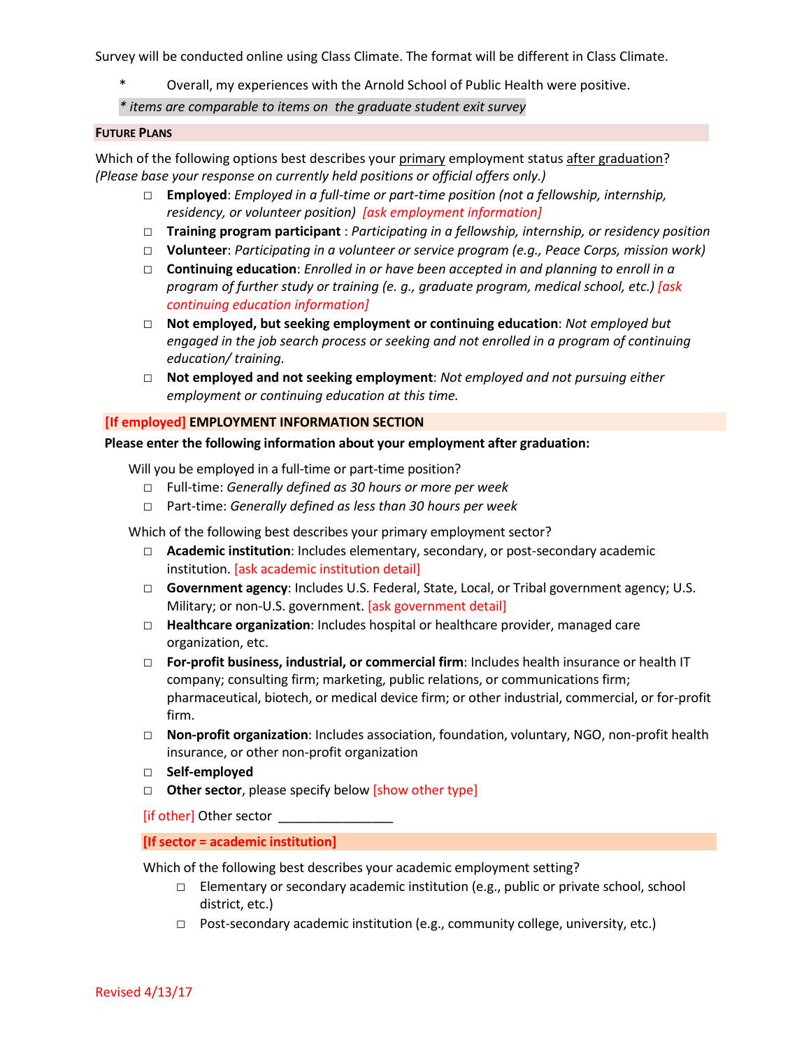Survey will be conducted online using Class Climate. The format will be different in Class Climate.

\* Overall, my experiences with the Arnold School of Public Health were positive.

*\* items are comparable to items on the graduate student exit survey*

## FUTURE PLANS

Which of the following options best describes your primary employment status after graduation? *(Please base your response on currently held positions or official offers only.)*

- ☐ **Employed**: *Employed in a full-time or part-time position (not a fellowship, internship, residency, or volunteer position)* *[ask employment information]*
- ☐ **Training program participant** : *Participating in a fellowship, internship, or residency position*
- ☐ **Volunteer**: *Participating in a volunteer or service program (e.g., Peace Corps, mission work)*
- ☐ **Continuing education**: *Enrolled in or have been accepted in and planning to enroll in a program of further study or training (e. g., graduate program, medical school, etc.) [ask continuing education information]*
- ☐ **Not employed, but seeking employment or continuing education**: *Not employed but engaged in the job search process or seeking and not enrolled in a program of continuing education/ training.*
- ☐ **Not employed and not seeking employment**: *Not employed and not pursuing either employment or continuing education at this time.*

## [If employed] EMPLOYMENT INFORMATION SECTION

**Please enter the following information about your employment after graduation:**

Will you be employed in a full-time or part-time position?

- ☐ Full-time: *Generally defined as 30 hours or more per week*
- ☐ Part-time: *Generally defined as less than 30 hours per week*

Which of the following best describes your primary employment sector?

- ☐ **Academic institution**: Includes elementary, secondary, or post-secondary academic institution. [ask academic institution detail]
- ☐ **Government agency**: Includes U.S. Federal, State, Local, or Tribal government agency; U.S. Military; or non-U.S. government. [ask government detail]
- ☐ **Healthcare organization**: Includes hospital or healthcare provider, managed care organization, etc.
- ☐ **For-profit business, industrial, or commercial firm**: Includes health insurance or health IT company; consulting firm; marketing, public relations, or communications firm; pharmaceutical, biotech, or medical device firm; or other industrial, commercial, or for-profit firm.
- ☐ **Non-profit organization**: Includes association, foundation, voluntary, NGO, non-profit health insurance, or other non-profit organization
- ☐ **Self-employed**
- ☐ **Other sector**, please specify below [show other type]

[if other] Other sector ________________

**[If sector = academic institution]**

Which of the following best describes your academic employment setting?

- ☐ Elementary or secondary academic institution (e.g., public or private school, school district, etc.)
- ☐ Post-secondary academic institution (e.g., community college, university, etc.)

Revised 4/13/17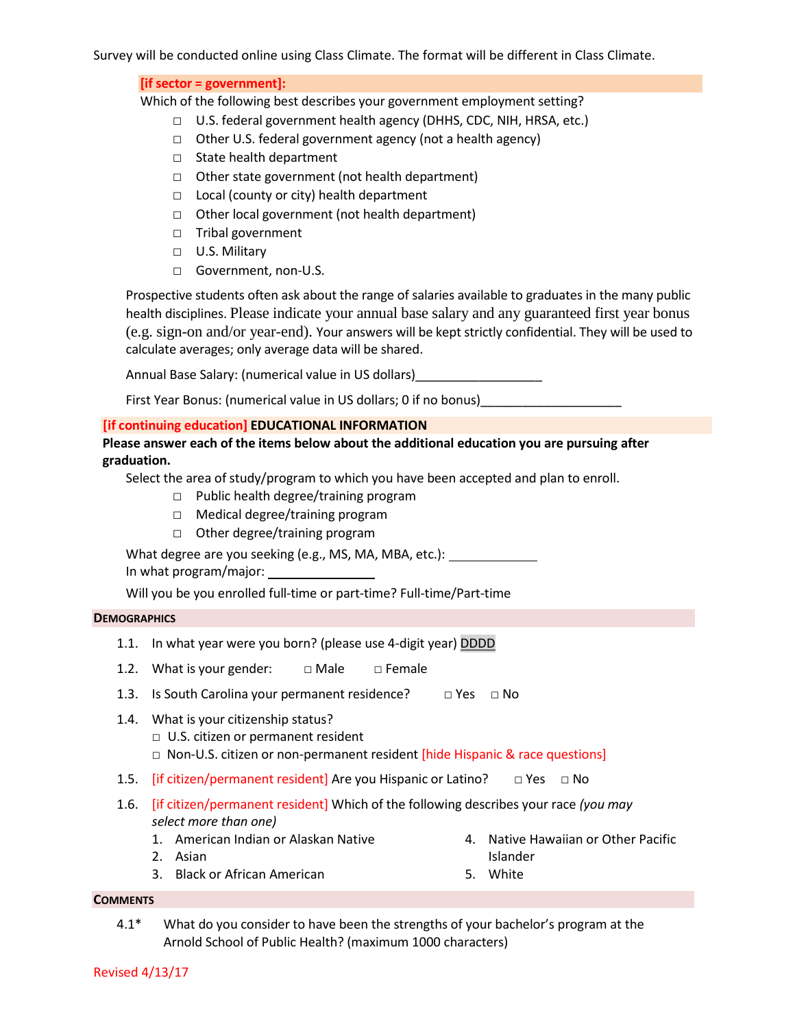Survey will be conducted online using Class Climate. The format will be different in Class Climate.

**[if sector = government]:**

Which of the following best describes your government employment setting?

- □ U.S. federal government health agency (DHHS, CDC, NIH, HRSA, etc.)
- □ Other U.S. federal government agency (not a health agency)
- □ State health department
- □ Other state government (not health department)
- □ Local (county or city) health department
- □ Other local government (not health department)
- □ Tribal government
- □ U.S. Military
- □ Government, non-U.S.

Prospective students often ask about the range of salaries available to graduates in the many public health disciplines. Please indicate your annual base salary and any guaranteed first year bonus (e.g. sign-on and/or year-end). Your answers will be kept strictly confidential. They will be used to calculate averages; only average data will be shared.

Annual Base Salary: (numerical value in US dollars)__________________

First Year Bonus: (numerical value in US dollars; 0 if no bonus)____________________

## [if continuing education] EDUCATIONAL INFORMATION

**Please answer each of the items below about the additional education you are pursuing after graduation.**

Select the area of study/program to which you have been accepted and plan to enroll.

- □ Public health degree/training program
- □ Medical degree/training program
- □ Other degree/training program

What degree are you seeking (e.g., MS, MA, MBA, etc.): _____________

In what program/major: ________________

Will you be enrolled full-time or part-time? Full-time/Part-time

## DEMOGRAPHICS

1.1. In what year were you born? (please use 4-digit year) DDDD

1.2. What is your gender: □ Male □ Female

1.3. Is South Carolina your permanent residence? □ Yes □ No

1.4. What is your citizenship status?
- □ U.S. citizen or permanent resident
- □ Non-U.S. citizen or non-permanent resident [hide Hispanic & race questions]

1.5. [if citizen/permanent resident] Are you Hispanic or Latino? □ Yes □ No

1.6. [if citizen/permanent resident] Which of the following describes your race *(you may select more than one)*

1. American Indian or Alaskan Native
2. Asian
3. Black or African American
4. Native Hawaiian or Other Pacific Islander
5. White

## COMMENTS

4.1* What do you consider to have been the strengths of your bachelor's program at the Arnold School of Public Health? (maximum 1000 characters)

Revised 4/13/17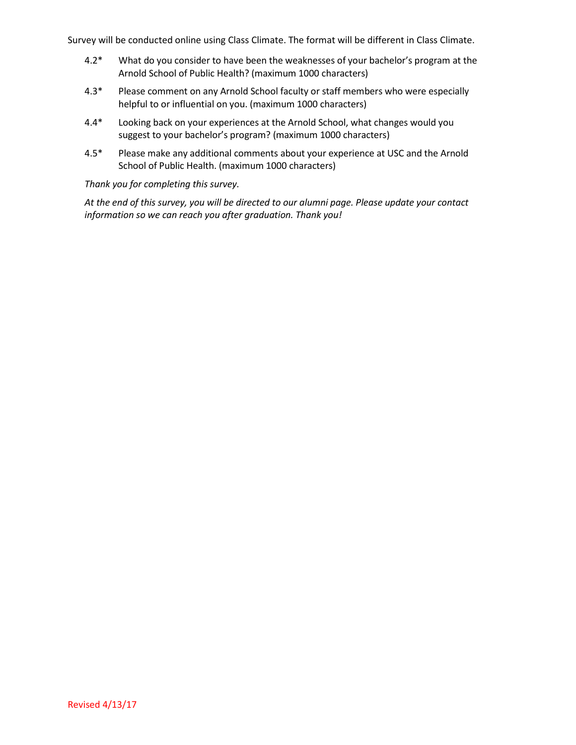4.2* What do you consider to have been the weaknesses of your bachelor's program at the Arnold School of Public Health? (maximum 1000 characters)

4.3* Please comment on any Arnold School faculty or staff members who were especially helpful to or influential on you. (maximum 1000 characters)

4.4* Looking back on your experiences at the Arnold School, what changes would you suggest to your bachelor's program? (maximum 1000 characters)

4.5* Please make any additional comments about your experience at USC and the Arnold School of Public Health. (maximum 1000 characters)

*Thank you for completing this survey.*

*At the end of this survey, you will be directed to our alumni page. Please update your contact information so we can reach you after graduation. Thank you!*